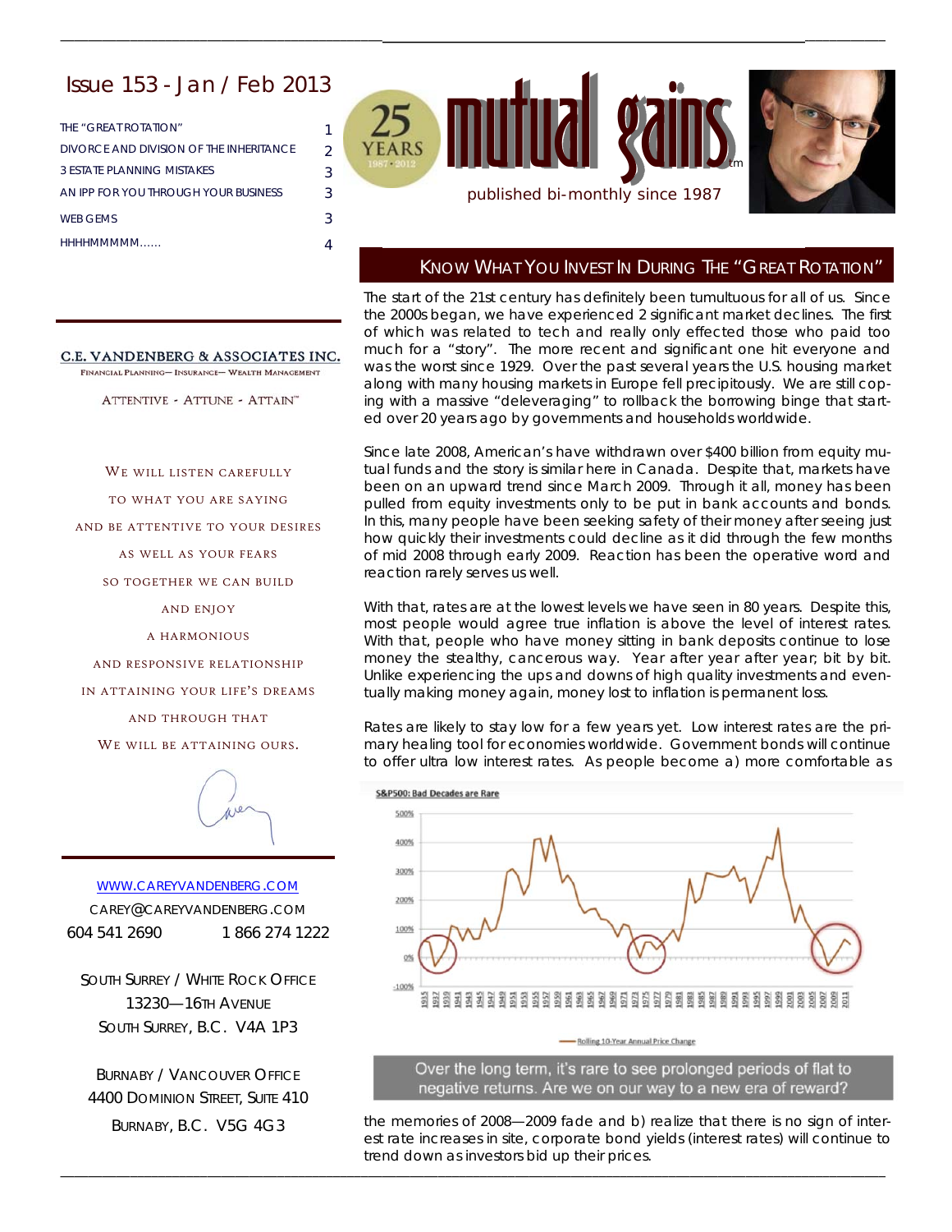# Issue 153 - Jan / Feb 2013

| | |
|---|---|
| THE "GREAT ROTATION" | 1 |
| DIVORCE AND DIVISION OF THE INHERITANCE | 2 |
| 3 ESTATE PLANNING MISTAKES | 3 |
| AN IPP FOR YOU THROUGH YOUR BUSINESS | 3 |
| WEB GEMS | 3 |
| HHHHMMMMM...... | 4 |

**mutual gains**™

published bi-monthly since 1987

25 YEARS 1987 · 2012

**C.E. VANDENBERG & ASSOCIATES INC.**

FINANCIAL PLANNING— INSURANCE— WEALTH MANAGEMENT

ATTENTIVE - ATTUNE - ATTAIN™

WE WILL LISTEN CAREFULLY
TO WHAT YOU ARE SAYING
AND BE ATTENTIVE TO YOUR DESIRES
AS WELL AS YOUR FEARS
SO TOGETHER WE CAN BUILD
AND ENJOY
A HARMONIOUS
AND RESPONSIVE RELATIONSHIP
IN ATTAINING YOUR LIFE'S DREAMS
AND THROUGH THAT
WE WILL BE ATTAINING OURS.

WWW.CAREYVANDENBERG.COM
CAREY@CAREYVANDENBERG.COM
604 541 2690 1 866 274 1222

SOUTH SURREY / WHITE ROCK OFFICE
13230—16TH AVENUE
SOUTH SURREY, B.C. V4A 1P3

BURNABY / VANCOUVER OFFICE
4400 DOMINION STREET, SUITE 410
BURNABY, B.C. V5G 4G3

## KNOW WHAT YOU INVEST IN DURING THE "GREAT ROTATION"

The start of the 21st century has definitely been tumultuous for all of us. Since the 2000s began, we have experienced 2 significant market declines. The first of which was related to tech and really only effected those who paid too much for a "story". The more recent and significant one hit everyone and was the worst since 1929. Over the past several years the U.S. housing market along with many housing markets in Europe fell precipitously. We are still coping with a massive "deleveraging" to rollback the borrowing binge that started over 20 years ago by governments and households worldwide.

Since late 2008, American's have withdrawn over $400 billion from equity mutual funds and the story is similar here in Canada. Despite that, markets have been on an upward trend since March 2009. Through it all, money has been pulled from equity investments only to be put in bank accounts and bonds. In this, many people have been seeking safety of their money after seeing just how quickly their investments could decline as it did through the few months of mid 2008 through early 2009. Reaction has been the operative word and reaction rarely serves us well.

With that, rates are at the lowest levels we have seen in 80 years. Despite this, most people would agree true inflation is above the level of interest rates. With that, people who have money sitting in bank deposits continue to lose money the stealthy, cancerous way. Year after year after year; bit by bit. Unlike experiencing the ups and downs of high quality investments and eventually making money again, money lost to inflation is permanent loss.

Rates are likely to stay low for a few years yet. Low interest rates are the primary healing tool for economies worldwide. Government bonds will continue to offer ultra low interest rates. As people become a) more comfortable as

**S&P500: Bad Decades are Rare**

Rolling 10-Year Annual Price Change

Over the long term, it's rare to see prolonged periods of flat to negative returns. Are we on our way to a new era of reward?

the memories of 2008—2009 fade and b) realize that there is no sign of interest rate increases in site, corporate bond yields (interest rates) will continue to trend down as investors bid up their prices.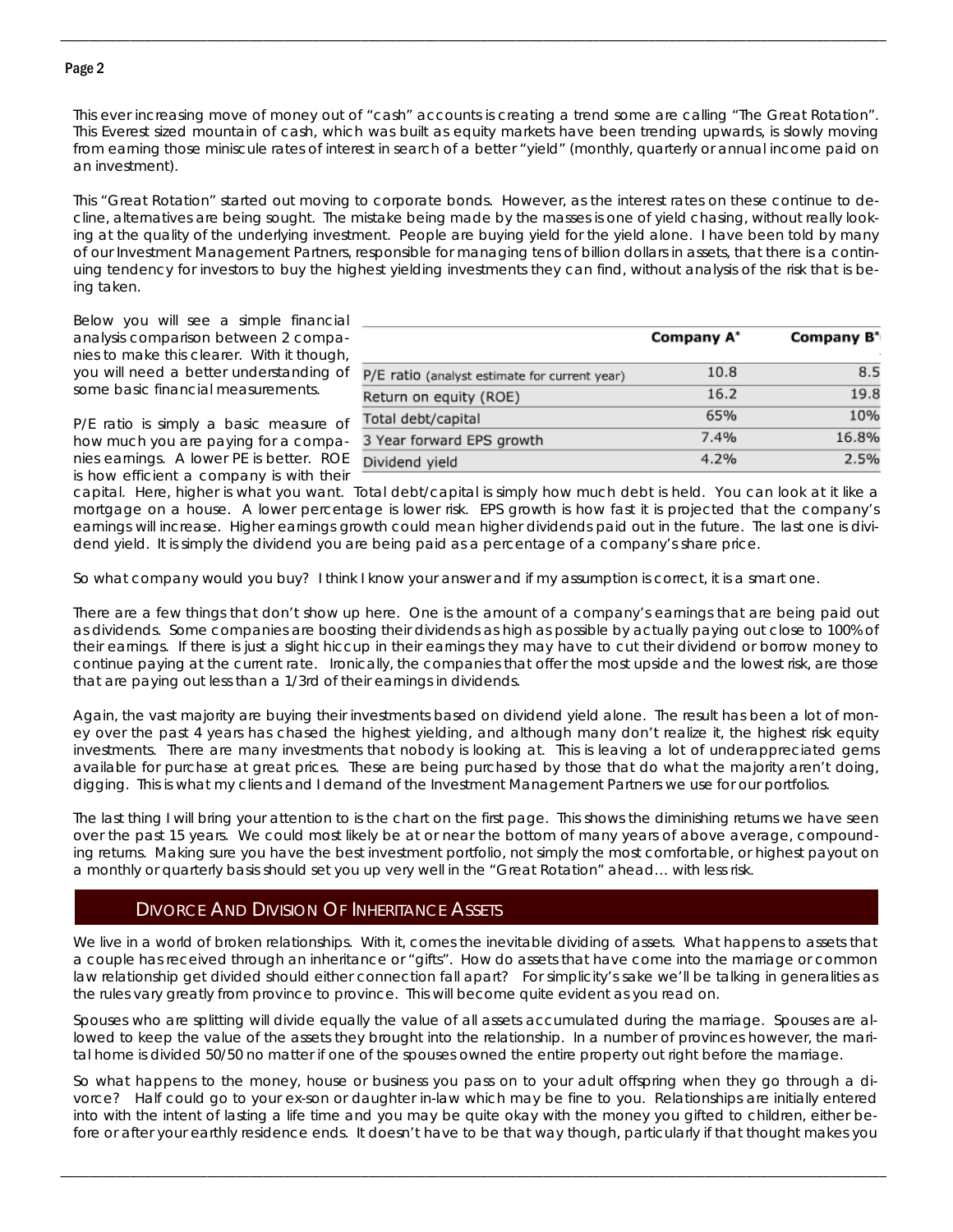This ever increasing move of money out of "cash" accounts is creating a trend some are calling "The Great Rotation". This Everest sized mountain of cash, which was built as equity markets have been trending upwards, is slowly moving from earning those miniscule rates of interest in search of a better "yield" (monthly, quarterly or annual income paid on an investment).

This "Great Rotation" started out moving to corporate bonds. However, as the interest rates on these continue to decline, alternatives are being sought. The mistake being made by the masses is one of yield chasing, without really looking at the quality of the underlying investment. People are buying yield for the yield alone. I have been told by many of our Investment Management Partners, responsible for managing tens of billion dollars in assets, that there is a continuing tendency for investors to buy the highest yielding investments they can find, without analysis of the risk that is being taken.

Below you will see a simple financial analysis comparison between 2 companies to make this clearer. With it though, you will need a better understanding of some basic financial measurements.

| | Company A* | Company B* |
|---|---|---|
| P/E ratio (analyst estimate for current year) | 10.8 | 8.5 |
| Return on equity (ROE) | 16.2 | 19.8 |
| Total debt/capital | 65% | 10% |
| 3 Year forward EPS growth | 7.4% | 16.8% |
| Dividend yield | 4.2% | 2.5% |

P/E ratio is simply a basic measure of how much you are paying for a companies earnings. A lower PE is better. ROE is how efficient a company is with their capital. Here, higher is what you want. Total debt/capital is simply how much debt is held. You can look at it like a mortgage on a house. A lower percentage is lower risk. EPS growth is how fast it is projected that the company's earnings will increase. Higher earnings growth could mean higher dividends paid out in the future. The last one is dividend yield. It is simply the dividend you are being paid as a percentage of a company's share price.

So what company would you buy? I think I know your answer and if my assumption is correct, it is a smart one.

There are a few things that don't show up here. One is the amount of a company's earnings that are being paid out as dividends. Some companies are boosting their dividends as high as possible by actually paying out close to 100% of their earnings. If there is just a slight hiccup in their earnings they may have to cut their dividend or borrow money to continue paying at the current rate. Ironically, the companies that offer the most upside and the lowest risk, are those that are paying out less than a 1/3rd of their earnings in dividends.

Again, the vast majority are buying their investments based on dividend yield alone. The result has been a lot of money over the past 4 years has chased the highest yielding, and although many don't realize it, the highest risk equity investments. There are many investments that nobody is looking at. This is leaving a lot of underappreciated gems available for purchase at great prices. These are being purchased by those that do what the majority aren't doing, digging. This is what my clients and I demand of the Investment Management Partners we use for our portfolios.

The last thing I will bring your attention to is the chart on the first page. This shows the diminishing returns we have seen over the past 15 years. We could most likely be at or near the bottom of many years of above average, compounding returns. Making sure you have the best investment portfolio, not simply the most comfortable, or highest payout on a monthly or quarterly basis should set you up very well in the "Great Rotation" ahead… with less risk.

## Divorce And Division Of Inheritance Assets

We live in a world of broken relationships. With it, comes the inevitable dividing of assets. What happens to assets that a couple has received through an inheritance or "gifts". How do assets that have come into the marriage or common law relationship get divided should either connection fall apart? For simplicity's sake we'll be talking in generalities as the rules vary greatly from province to province. This will become quite evident as you read on.

Spouses who are splitting will divide equally the value of all assets accumulated during the marriage. Spouses are allowed to keep the value of the assets they brought into the relationship. In a number of provinces however, the marital home is divided 50/50 no matter if one of the spouses owned the entire property out right before the marriage.

So what happens to the money, house or business you pass on to your adult offspring when they go through a divorce? Half could go to your ex-son or daughter in-law which may be fine to you. Relationships are initially entered into with the intent of lasting a life time and you may be quite okay with the money you gifted to children, either before or after your earthly residence ends. It doesn't have to be that way though, particularly if that thought makes you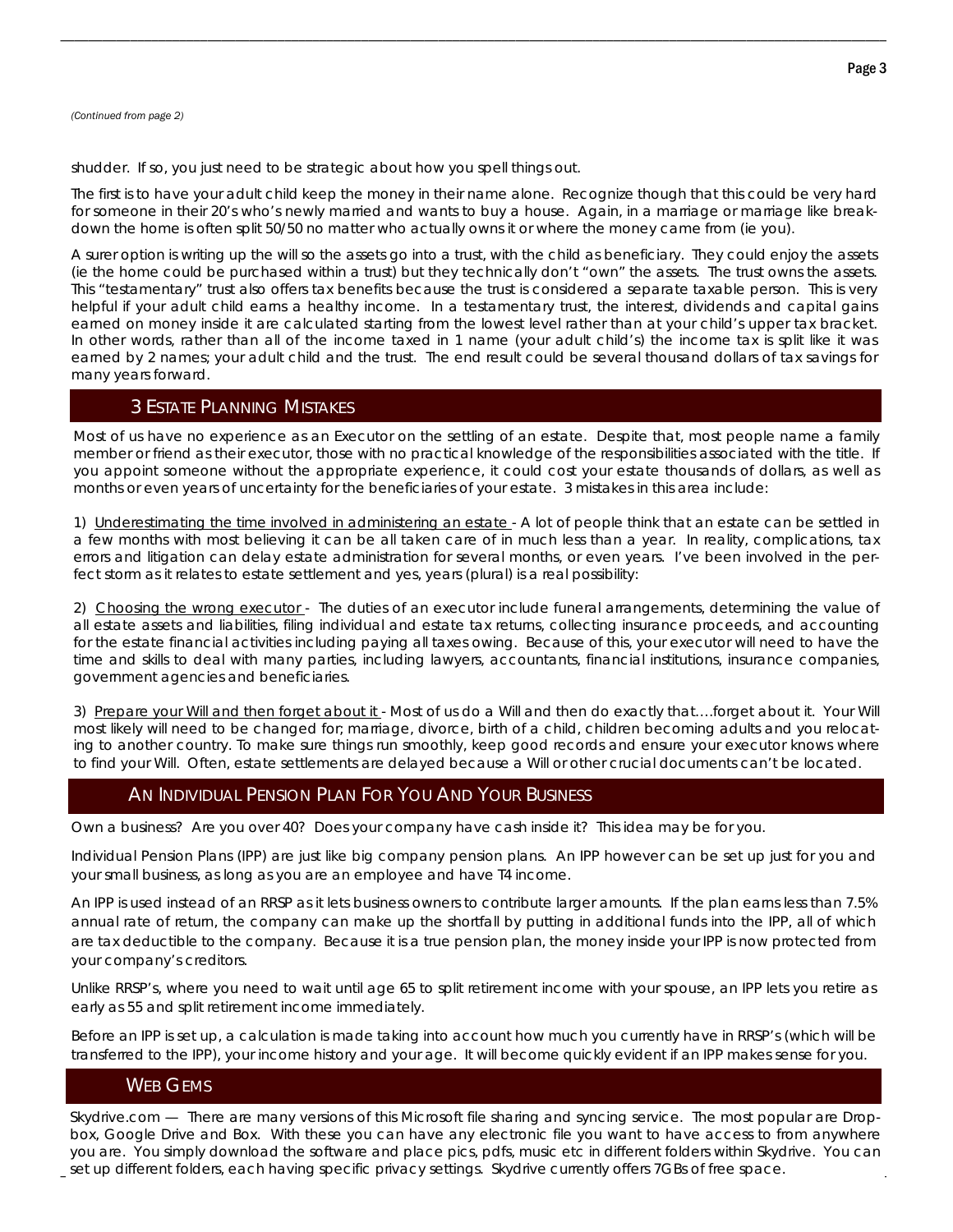*(Continued from page 2)*

shudder. If so, you just need to be strategic about how you spell things out.

The first is to have your adult child keep the money in their name alone. Recognize though that this could be very hard for someone in their 20's who's newly married and wants to buy a house. Again, in a marriage or marriage like breakdown the home is often split 50/50 no matter who actually owns it or where the money came from (ie you).

A surer option is writing up the will so the assets go into a trust, with the child as beneficiary. They could enjoy the assets (ie the home could be purchased within a trust) but they technically don't "own" the assets. The trust owns the assets. This "testamentary" trust also offers tax benefits because the trust is considered a separate taxable person. This is very helpful if your adult child earns a healthy income. In a testamentary trust, the interest, dividends and capital gains earned on money inside it are calculated starting from the lowest level rather than at your child's upper tax bracket. In other words, rather than all of the income taxed in 1 name (your adult child's) the income tax is split like it was earned by 2 names; your adult child and the trust. The end result could be several thousand dollars of tax savings for many years forward.

## 3 Estate Planning Mistakes

Most of us have no experience as an Executor on the settling of an estate. Despite that, most people name a family member or friend as their executor, those with no practical knowledge of the responsibilities associated with the title. If you appoint someone without the appropriate experience, it could cost your estate thousands of dollars, as well as months or even years of uncertainty for the beneficiaries of your estate. 3 mistakes in this area include:

1) Underestimating the time involved in administering an estate - A lot of people think that an estate can be settled in a few months with most believing it can be all taken care of in much less than a year. In reality, complications, tax errors and litigation can delay estate administration for several months, or even years. I've been involved in the perfect storm as it relates to estate settlement and yes, years (plural) is a real possibility:

2) Choosing the wrong executor - The duties of an executor include funeral arrangements, determining the value of all estate assets and liabilities, filing individual and estate tax returns, collecting insurance proceeds, and accounting for the estate financial activities including paying all taxes owing. Because of this, your executor will need to have the time and skills to deal with many parties, including lawyers, accountants, financial institutions, insurance companies, government agencies and beneficiaries.

3) Prepare your Will and then forget about it - Most of us do a Will and then do exactly that….forget about it. Your Will most likely will need to be changed for; marriage, divorce, birth of a child, children becoming adults and you relocating to another country. To make sure things run smoothly, keep good records and ensure your executor knows where to find your Will. Often, estate settlements are delayed because a Will or other crucial documents can't be located.

## An Individual Pension Plan For You And Your Business

Own a business? Are you over 40? Does your company have cash inside it? This idea may be for you.

Individual Pension Plans (IPP) are just like big company pension plans. An IPP however can be set up just for you and your small business, as long as you are an employee and have T4 income.

An IPP is used instead of an RRSP as it lets business owners to contribute larger amounts. If the plan earns less than 7.5% annual rate of return, the company can make up the shortfall by putting in additional funds into the IPP, all of which are tax deductible to the company. Because it is a true pension plan, the money inside your IPP is now protected from your company's creditors.

Unlike RRSP's, where you need to wait until age 65 to split retirement income with your spouse, an IPP lets you retire as early as 55 and split retirement income immediately.

Before an IPP is set up, a calculation is made taking into account how much you currently have in RRSP's (which will be transferred to the IPP), your income history and your age. It will become quickly evident if an IPP makes sense for you.

## Web Gems

Skydrive.com — There are many versions of this Microsoft file sharing and syncing service. The most popular are Dropbox, Google Drive and Box. With these you can have any electronic file you want to have access to from anywhere you are. You simply download the software and place pics, pdfs, music etc in different folders within Skydrive. You can set up different folders, each having specific privacy settings. Skydrive currently offers 7GBs of free space.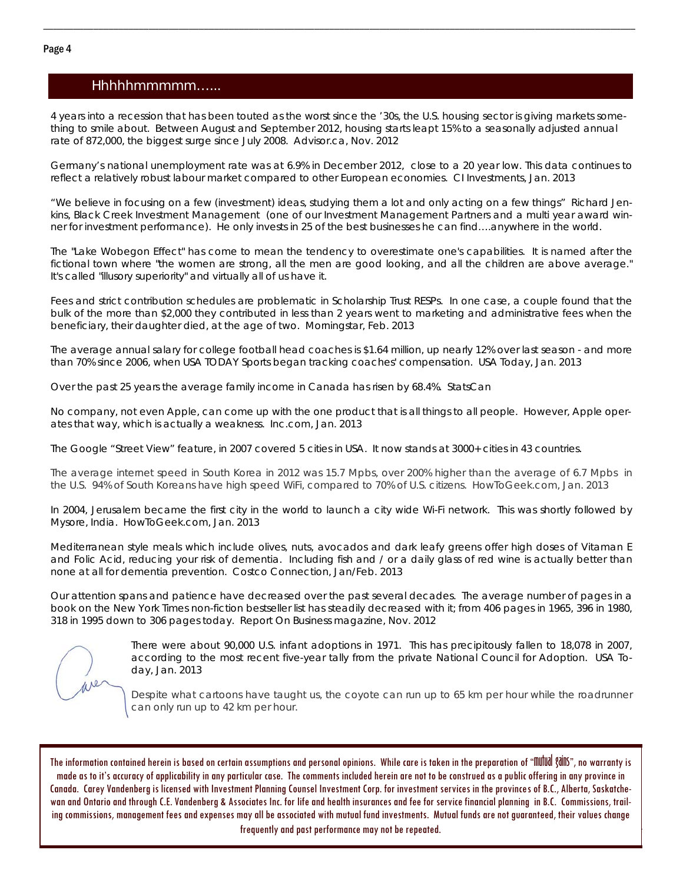## Hhhhhmmmmm......

4 years into a recession that has been touted as the worst since the '30s, the U.S. housing sector is giving markets something to smile about. Between August and September 2012, housing starts leapt 15% to a seasonally adjusted annual rate of 872,000, the biggest surge since July 2008. Advisor.ca, Nov. 2012

Germany's national unemployment rate was at 6.9% in December 2012, close to a 20 year low. This data continues to reflect a relatively robust labour market compared to other European economies. CI Investments, Jan. 2013

"We believe in focusing on a few (investment) ideas, studying them a lot and only acting on a few things" Richard Jenkins, Black Creek Investment Management (one of our Investment Management Partners and a multi year award winner for investment performance). He only invests in 25 of the best businesses he can find....anywhere in the world.

The "Lake Wobegon Effect" has come to mean the tendency to overestimate one's capabilities. It is named after the fictional town where "the women are strong, all the men are good looking, and all the children are above average." It's called "illusory superiority" and virtually all of us have it.

Fees and strict contribution schedules are problematic in Scholarship Trust RESPs. In one case, a couple found that the bulk of the more than $2,000 they contributed in less than 2 years went to marketing and administrative fees when the beneficiary, their daughter died, at the age of two. Morningstar, Feb. 2013

The average annual salary for college football head coaches is $1.64 million, up nearly 12% over last season - and more than 70% since 2006, when USA TODAY Sports began tracking coaches' compensation. USA Today, Jan. 2013

Over the past 25 years the average family income in Canada has risen by 68.4%. StatsCan

No company, not even Apple, can come up with the one product that is all things to all people. However, Apple operates that way, which is actually a weakness. Inc.com, Jan. 2013

The Google "Street View" feature, in 2007 covered 5 cities in USA. It now stands at 3000+ cities in 43 countries.

The average internet speed in South Korea in 2012 was 15.7 Mpbs, over 200% higher than the average of 6.7 Mpbs in the U.S. 94% of South Koreans have high speed WiFi, compared to 70% of U.S. citizens. HowToGeek.com, Jan. 2013

In 2004, Jerusalem became the first city in the world to launch a city wide Wi-Fi network. This was shortly followed by Mysore, India. HowToGeek.com, Jan. 2013

Mediterranean style meals which include olives, nuts, avocados and dark leafy greens offer high doses of Vitaman E and Folic Acid, reducing your risk of dementia. Including fish and / or a daily glass of red wine is actually better than none at all for dementia prevention. Costco Connection, Jan/Feb. 2013

Our attention spans and patience have decreased over the past several decades. The average number of pages in a book on the New York Times non-fiction bestseller list has steadily decreased with it; from 406 pages in 1965, 396 in 1980, 318 in 1995 down to 306 pages today. Report On Business magazine, Nov. 2012

There were about 90,000 U.S. infant adoptions in 1971. This has precipitously fallen to 18,078 in 2007, according to the most recent five-year tally from the private National Council for Adoption. USA Today, Jan. 2013

Despite what cartoons have taught us, the coyote can run up to 65 km per hour while the roadrunner can only run up to 42 km per hour.

The information contained herein is based on certain assumptions and personal opinions. While care is taken in the preparation of "mutual gains", no warranty is made as to it's accuracy of applicability in any particular case. The comments included herein are not to be construed as a public offering in any province in Canada. Carey Vandenberg is licensed with Investment Planning Counsel Investment Corp. for investment services in the provinces of B.C., Alberta, Saskatchewan and Ontario and through C.E. Vandenberg & Associates Inc. for life and health insurances and fee for service financial planning in B.C. Commissions, trailing commissions, management fees and expenses may all be associated with mutual fund investments. Mutual funds are not guaranteed, their values change frequently and past performance may not be repeated.